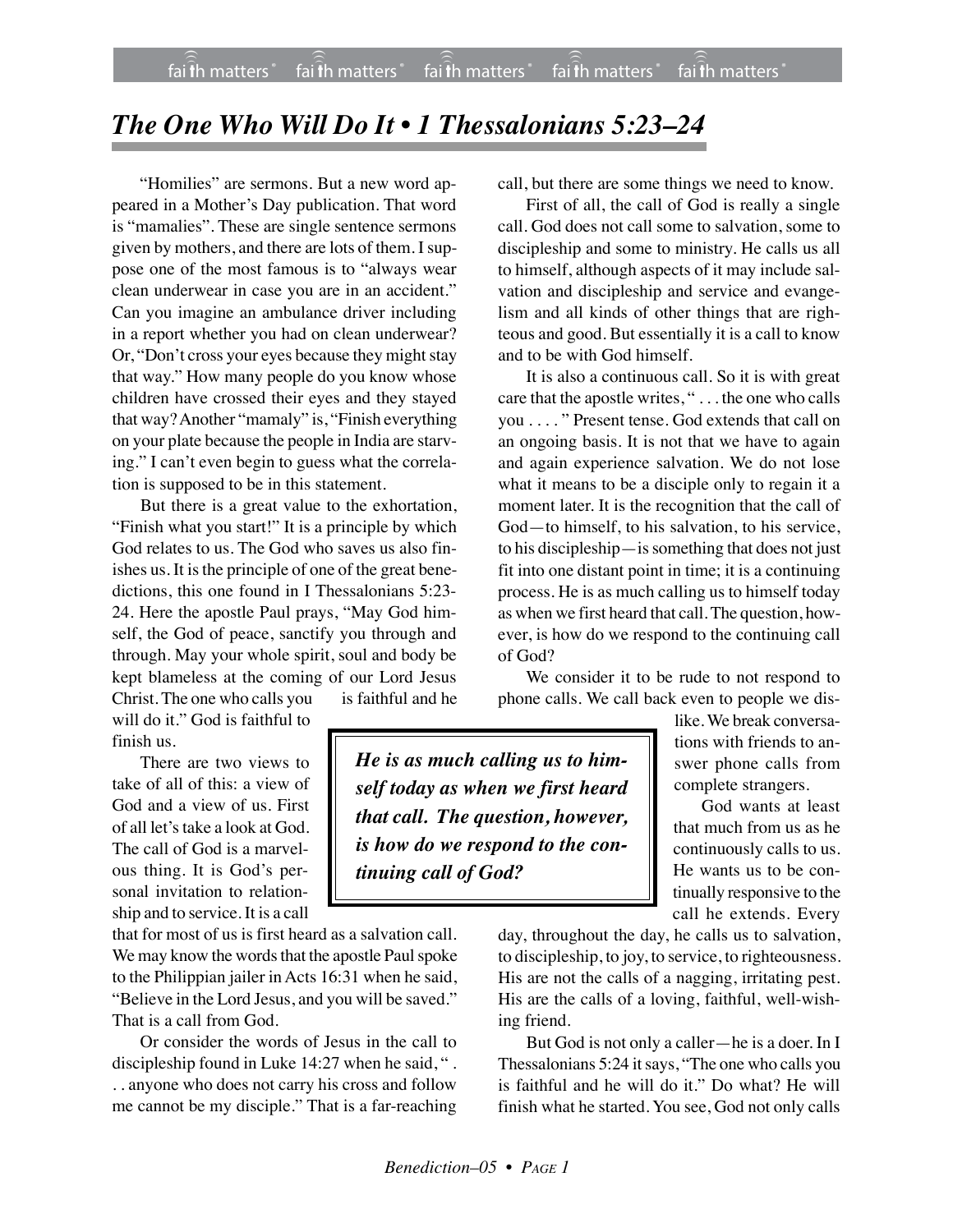# *The One Who Will Do It • 1 Thessalonians 5:23–24*

"Homilies" are sermons. But a new word appeared in a Mother's Day publication. That word is "mamalies". These are single sentence sermons given by mothers, and there are lots of them. I suppose one of the most famous is to "always wear clean underwear in case you are in an accident." Can you imagine an ambulance driver including in a report whether you had on clean underwear? Or, "Don't cross your eyes because they might stay that way." How many people do you know whose children have crossed their eyes and they stayed that way? Another "mamaly" is, "Finish everything on your plate because the people in India are starving." I can't even begin to guess what the correlation is supposed to be in this statement.

But there is a great value to the exhortation, "Finish what you start!" It is a principle by which God relates to us. The God who saves us also finishes us. It is the principle of one of the great benedictions, this one found in I Thessalonians 5:23-24. Here the apostle Paul prays, "May God himself, the God of peace, sanctify you through and through. May your whole spirit, soul and body be kept blameless at the coming of our Lord Jesus Christ. The one who calls you is faithful and he will do it." God is faithful to finish us.

There are two views to take of all of this: a view of God and a view of us. First of all let's take a look at God. The call of God is a marvelous thing. It is God's personal invitation to relationship and to service. It is a call that for most of us is first heard as a salvation call. We may know the words that the apostle Paul spoke to the Philippian jailer in Acts 16:31 when he said, "Believe in the Lord Jesus, and you will be saved." That is a call from God.

Or consider the words of Jesus in the call to discipleship found in Luke 14:27 when he said, ". . . anyone who does not carry his cross and follow me cannot be my disciple." That is a far-reaching call, but there are some things we need to know.

First of all, the call of God is really a single call. God does not call some to salvation, some to discipleship and some to ministry. He calls us all to himself, although aspects of it may include salvation and discipleship and service and evangelism and all kinds of other things that are righteous and good. But essentially it is a call to know and to be with God himself.

It is also a continuous call. So it is with great care that the apostle writes, " . . . the one who calls you . . . . " Present tense. God extends that call on an ongoing basis. It is not that we have to again and again experience salvation. We do not lose what it means to be a disciple only to regain it a moment later. It is the recognition that the call of God—to himself, to his salvation, to his service, to his discipleship—is something that does not just fit into one distant point in time; it is a continuing process. He is as much calling us to himself today as when we first heard that call. The question, however, is how do we respond to the continuing call of God?

> ***He is as much calling us to himself today as when we first heard that call. The question, however, is how do we respond to the continuing call of God?***

We consider it to be rude to not respond to phone calls. We call back even to people we dislike. We break conversations with friends to answer phone calls from complete strangers.

God wants at least that much from us as he continuously calls to us. He wants us to be continually responsive to the call he extends. Every day, throughout the day, he calls us to salvation, to discipleship, to joy, to service, to righteousness. His are not the calls of a nagging, irritating pest. His are the calls of a loving, faithful, well-wishing friend.

But God is not only a caller—he is a doer. In I Thessalonians 5:24 it says, "The one who calls you is faithful and he will do it." Do what? He will finish what he started. You see, God not only calls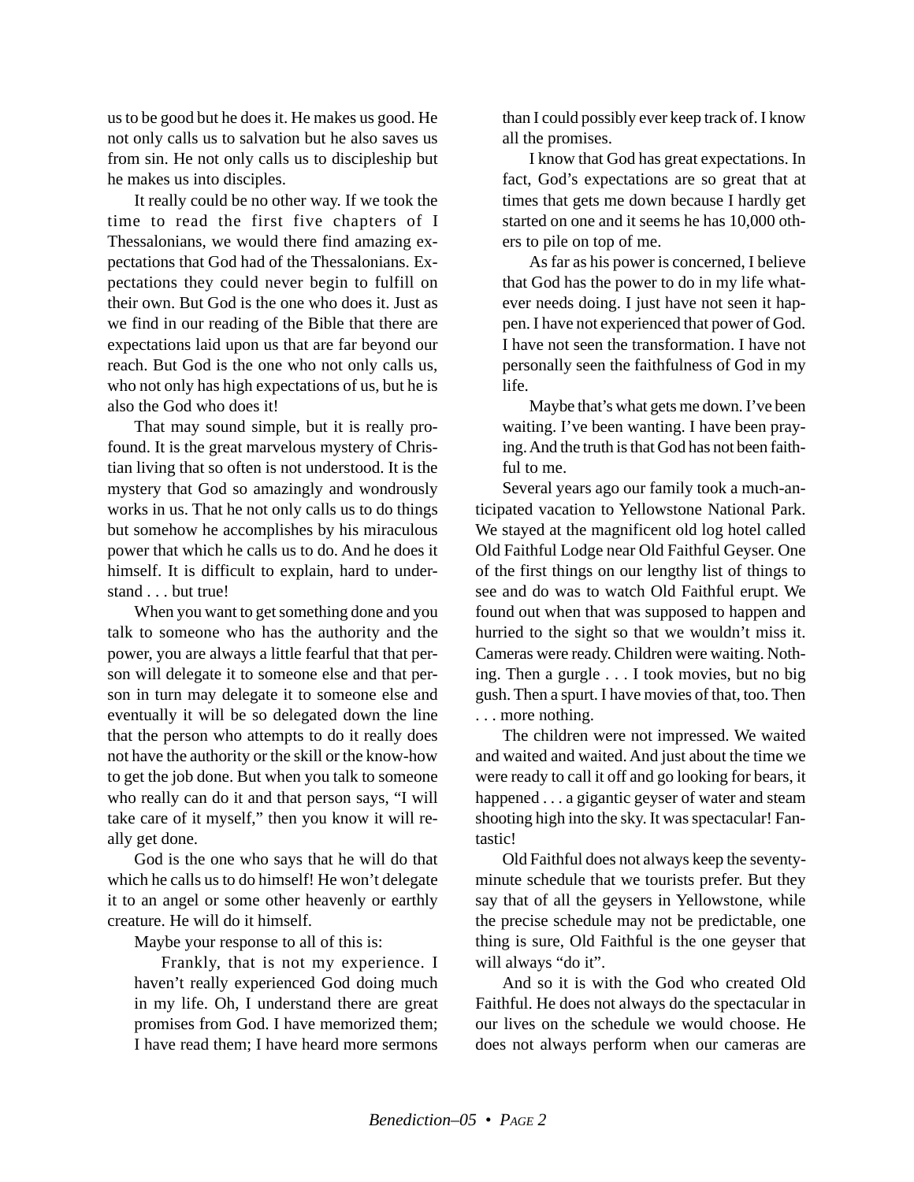us to be good but he does it. He makes us good. He not only calls us to salvation but he also saves us from sin. He not only calls us to discipleship but he makes us into disciples.

It really could be no other way. If we took the time to read the first five chapters of I Thessalonians, we would there find amazing expectations that God had of the Thessalonians. Expectations they could never begin to fulfill on their own. But God is the one who does it. Just as we find in our reading of the Bible that there are expectations laid upon us that are far beyond our reach. But God is the one who not only calls us, who not only has high expectations of us, but he is also the God who does it!

That may sound simple, but it is really profound. It is the great marvelous mystery of Christian living that so often is not understood. It is the mystery that God so amazingly and wondrously works in us. That he not only calls us to do things but somehow he accomplishes by his miraculous power that which he calls us to do. And he does it himself. It is difficult to explain, hard to understand . . . but true!

When you want to get something done and you talk to someone who has the authority and the power, you are always a little fearful that that person will delegate it to someone else and that person in turn may delegate it to someone else and eventually it will be so delegated down the line that the person who attempts to do it really does not have the authority or the skill or the know-how to get the job done. But when you talk to someone who really can do it and that person says, "I will take care of it myself," then you know it will really get done.

God is the one who says that he will do that which he calls us to do himself! He won't delegate it to an angel or some other heavenly or earthly creature. He will do it himself.

Maybe your response to all of this is:

> Frankly, that is not my experience. I haven't really experienced God doing much in my life. Oh, I understand there are great promises from God. I have memorized them; I have read them; I have heard more sermons than I could possibly ever keep track of. I know all the promises.
>
> I know that God has great expectations. In fact, God's expectations are so great that at times that gets me down because I hardly get started on one and it seems he has 10,000 others to pile on top of me.
>
> As far as his power is concerned, I believe that God has the power to do in my life whatever needs doing. I just have not seen it happen. I have not experienced that power of God. I have not seen the transformation. I have not personally seen the faithfulness of God in my life.
>
> Maybe that's what gets me down. I've been waiting. I've been wanting. I have been praying. And the truth is that God has not been faithful to me.

Several years ago our family took a much-anticipated vacation to Yellowstone National Park. We stayed at the magnificent old log hotel called Old Faithful Lodge near Old Faithful Geyser. One of the first things on our lengthy list of things to see and do was to watch Old Faithful erupt. We found out when that was supposed to happen and hurried to the sight so that we wouldn't miss it. Cameras were ready. Children were waiting. Nothing. Then a gurgle . . . I took movies, but no big gush. Then a spurt. I have movies of that, too. Then . . . more nothing.

The children were not impressed. We waited and waited and waited. And just about the time we were ready to call it off and go looking for bears, it happened . . . a gigantic geyser of water and steam shooting high into the sky. It was spectacular! Fantastic!

Old Faithful does not always keep the seventy-minute schedule that we tourists prefer. But they say that of all the geysers in Yellowstone, while the precise schedule may not be predictable, one thing is sure, Old Faithful is the one geyser that will always "do it".

And so it is with the God who created Old Faithful. He does not always do the spectacular in our lives on the schedule we would choose. He does not always perform when our cameras are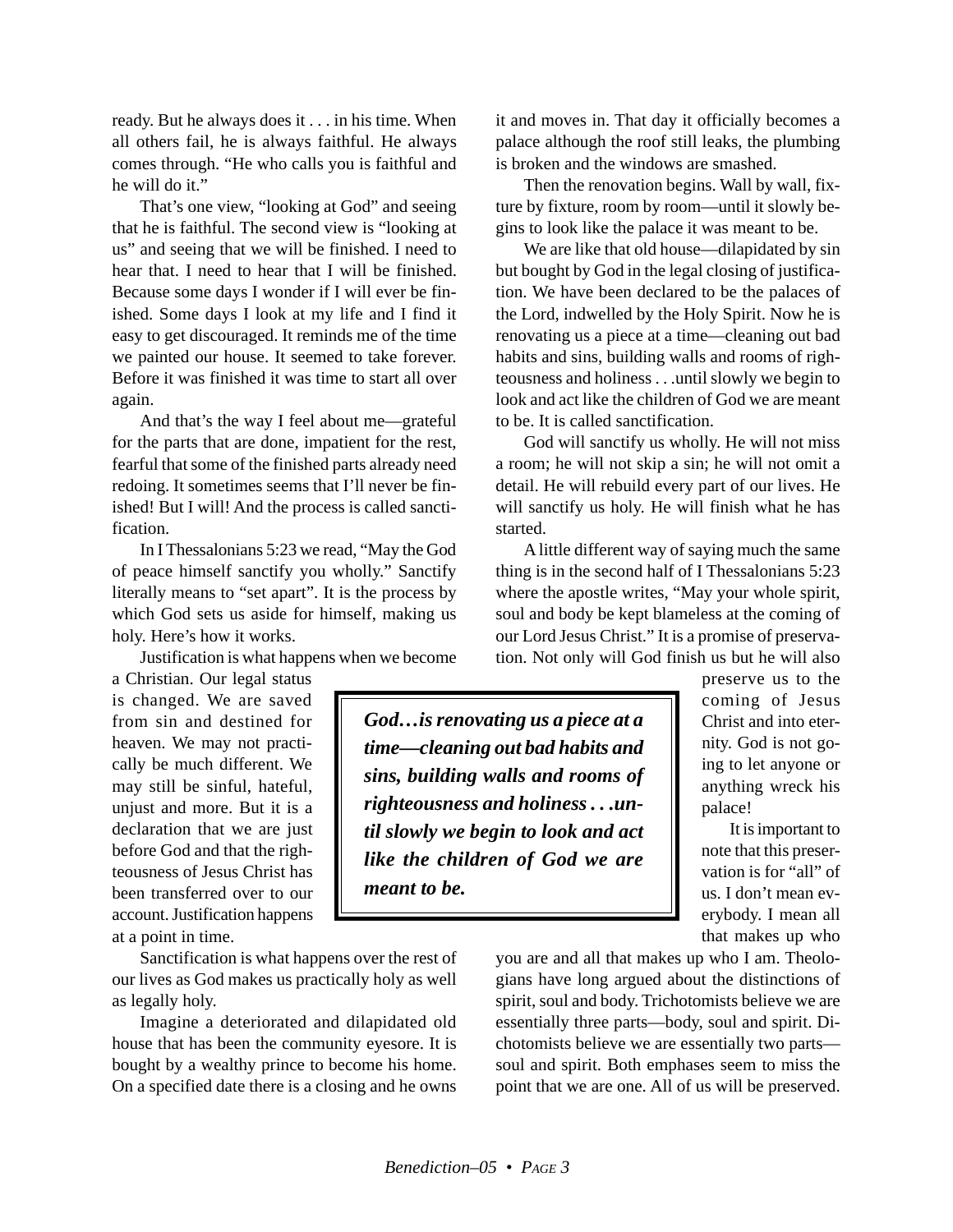ready. But he always does it . . . in his time. When all others fail, he is always faithful. He always comes through. "He who calls you is faithful and he will do it."

That's one view, "looking at God" and seeing that he is faithful. The second view is "looking at us" and seeing that we will be finished. I need to hear that. I need to hear that I will be finished. Because some days I wonder if I will ever be finished. Some days I look at my life and I find it easy to get discouraged. It reminds me of the time we painted our house. It seemed to take forever. Before it was finished it was time to start all over again.

And that's the way I feel about me—grateful for the parts that are done, impatient for the rest, fearful that some of the finished parts already need redoing. It sometimes seems that I'll never be finished! But I will! And the process is called sanctification.

In I Thessalonians 5:23 we read, "May the God of peace himself sanctify you wholly." Sanctify literally means to "set apart". It is the process by which God sets us aside for himself, making us holy. Here's how it works.

Justification is what happens when we become a Christian. Our legal status is changed. We are saved from sin and destined for heaven. We may not practically be much different. We may still be sinful, hateful, unjust and more. But it is a declaration that we are just before God and that the righteousness of Jesus Christ has been transferred over to our account. Justification happens at a point in time.

Sanctification is what happens over the rest of our lives as God makes us practically holy as well as legally holy.

Imagine a deteriorated and dilapidated old house that has been the community eyesore. It is bought by a wealthy prince to become his home. On a specified date there is a closing and he owns it and moves in. That day it officially becomes a palace although the roof still leaks, the plumbing is broken and the windows are smashed.

Then the renovation begins. Wall by wall, fixture by fixture, room by room—until it slowly begins to look like the palace it was meant to be.

We are like that old house—dilapidated by sin but bought by God in the legal closing of justification. We have been declared to be the palaces of the Lord, indwelled by the Holy Spirit. Now he is renovating us a piece at a time—cleaning out bad habits and sins, building walls and rooms of righteousness and holiness . . .until slowly we begin to look and act like the children of God we are meant to be. It is called sanctification.

God will sanctify us wholly. He will not miss a room; he will not skip a sin; he will not omit a detail. He will rebuild every part of our lives. He will sanctify us holy. He will finish what he has started.

A little different way of saying much the same thing is in the second half of I Thessalonians 5:23 where the apostle writes, "May your whole spirit, soul and body be kept blameless at the coming of our Lord Jesus Christ." It is a promise of preservation. Not only will God finish us but he will also preserve us to the coming of Jesus Christ and into eternity. God is not going to let anyone or anything wreck his palace!

> ***God…is renovating us a piece at a time—cleaning out bad habits and sins, building walls and rooms of righteousness and holiness . . .until slowly we begin to look and act like the children of God we are meant to be.***

It is important to note that this preservation is for "all" of us. I don't mean everybody. I mean all that makes up who you are and all that makes up who I am. Theologians have long argued about the distinctions of spirit, soul and body. Trichotomists believe we are essentially three parts—body, soul and spirit. Dichotomists believe we are essentially two parts—soul and spirit. Both emphases seem to miss the point that we are one. All of us will be preserved.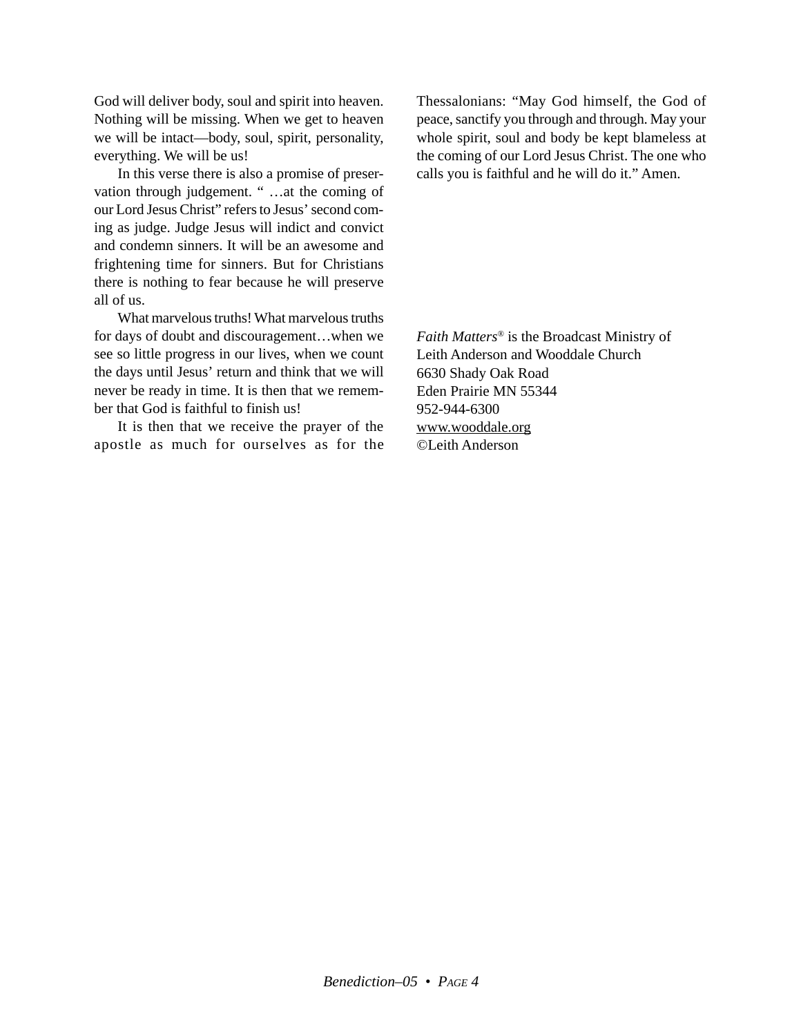God will deliver body, soul and spirit into heaven. Nothing will be missing. When we get to heaven we will be intact—body, soul, spirit, personality, everything. We will be us!

In this verse there is also a promise of preservation through judgement. " …at the coming of our Lord Jesus Christ" refers to Jesus' second coming as judge. Judge Jesus will indict and convict and condemn sinners. It will be an awesome and frightening time for sinners. But for Christians there is nothing to fear because he will preserve all of us.

What marvelous truths! What marvelous truths for days of doubt and discouragement…when we see so little progress in our lives, when we count the days until Jesus' return and think that we will never be ready in time. It is then that we remember that God is faithful to finish us!

It is then that we receive the prayer of the apostle as much for ourselves as for the Thessalonians: "May God himself, the God of peace, sanctify you through and through. May your whole spirit, soul and body be kept blameless at the coming of our Lord Jesus Christ. The one who calls you is faithful and he will do it." Amen.

*Faith Matters*® is the Broadcast Ministry of
Leith Anderson and Wooddale Church
6630 Shady Oak Road
Eden Prairie MN 55344
952-944-6300
www.wooddale.org
©Leith Anderson